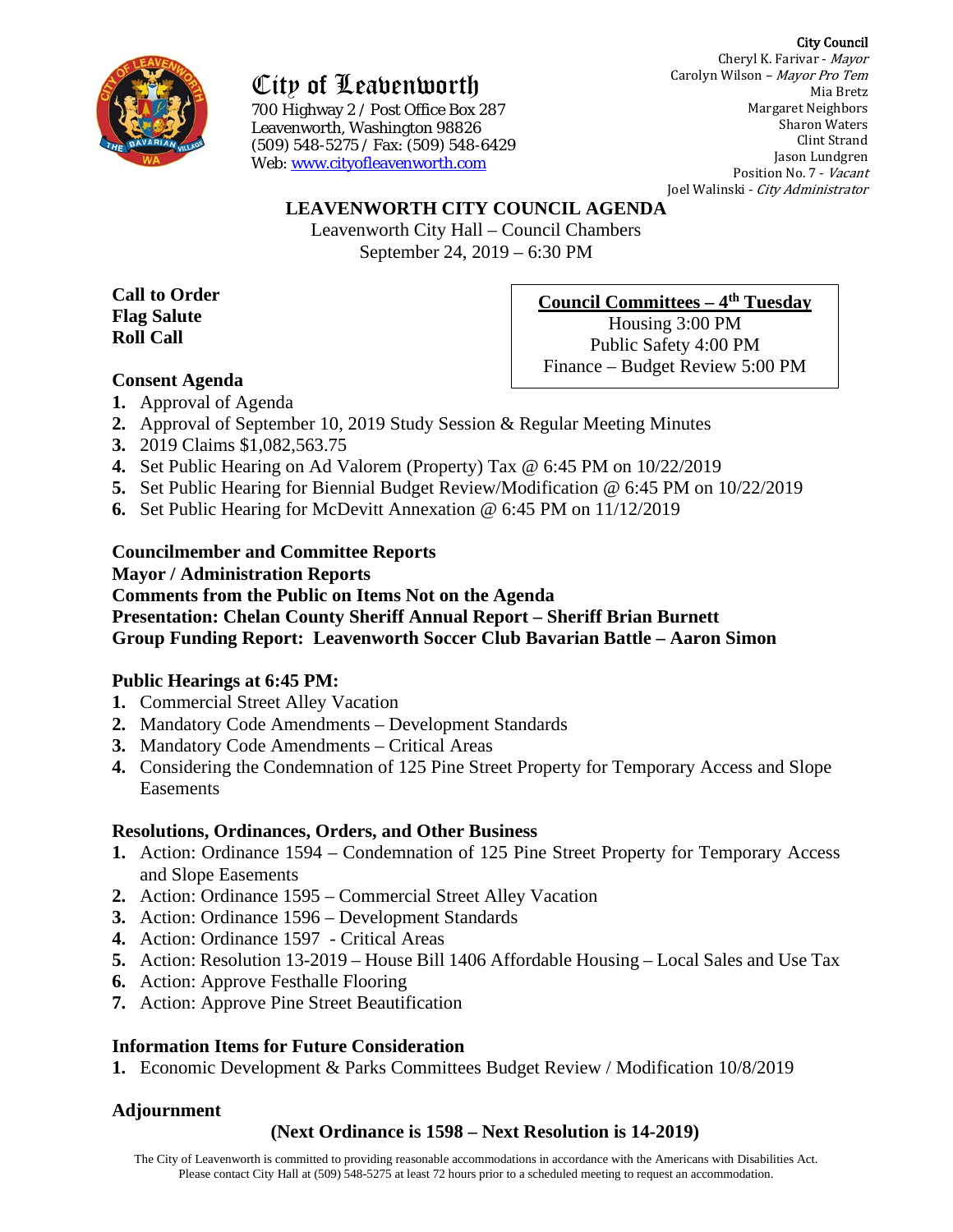# City of Leavenworth

700 Highway 2 / Post Office Box 287
Leavenworth, Washington 98826
(509) 548-5275 / Fax: (509) 548-6429
Web: www.cityofleavenworth.com

**City Council**
Cheryl K. Farivar - *Mayor*
Carolyn Wilson – *Mayor Pro Tem*
Mia Bretz
Margaret Neighbors
Sharon Waters
Clint Strand
Jason Lundgren
Position No. 7 - *Vacant*
Joel Walinski - *City Administrator*

## LEAVENWORTH CITY COUNCIL AGENDA

Leavenworth City Hall – Council Chambers
September 24, 2019 – 6:30 PM

**Call to Order**
**Flag Salute**
**Roll Call**

**Council Committees – 4th Tuesday**
Housing 3:00 PM
Public Safety 4:00 PM
Finance – Budget Review 5:00 PM

### Consent Agenda

1. Approval of Agenda
2. Approval of September 10, 2019 Study Session & Regular Meeting Minutes
3. 2019 Claims $1,082,563.75
4. Set Public Hearing on Ad Valorem (Property) Tax @ 6:45 PM on 10/22/2019
5. Set Public Hearing for Biennial Budget Review/Modification @ 6:45 PM on 10/22/2019
6. Set Public Hearing for McDevitt Annexation @ 6:45 PM on 11/12/2019

**Councilmember and Committee Reports**
**Mayor / Administration Reports**
**Comments from the Public on Items Not on the Agenda**
**Presentation: Chelan County Sheriff Annual Report – Sheriff Brian Burnett**
**Group Funding Report: Leavenworth Soccer Club Bavarian Battle – Aaron Simon**

### Public Hearings at 6:45 PM:

1. Commercial Street Alley Vacation
2. Mandatory Code Amendments – Development Standards
3. Mandatory Code Amendments – Critical Areas
4. Considering the Condemnation of 125 Pine Street Property for Temporary Access and Slope Easements

### Resolutions, Ordinances, Orders, and Other Business

1. Action: Ordinance 1594 – Condemnation of 125 Pine Street Property for Temporary Access and Slope Easements
2. Action: Ordinance 1595 – Commercial Street Alley Vacation
3. Action: Ordinance 1596 – Development Standards
4. Action: Ordinance 1597 - Critical Areas
5. Action: Resolution 13-2019 – House Bill 1406 Affordable Housing – Local Sales and Use Tax
6. Action: Approve Festhalle Flooring
7. Action: Approve Pine Street Beautification

### Information Items for Future Consideration

1. Economic Development & Parks Committees Budget Review / Modification 10/8/2019

### Adjournment

**(Next Ordinance is 1598 – Next Resolution is 14-2019)**

The City of Leavenworth is committed to providing reasonable accommodations in accordance with the Americans with Disabilities Act. Please contact City Hall at (509) 548-5275 at least 72 hours prior to a scheduled meeting to request an accommodation.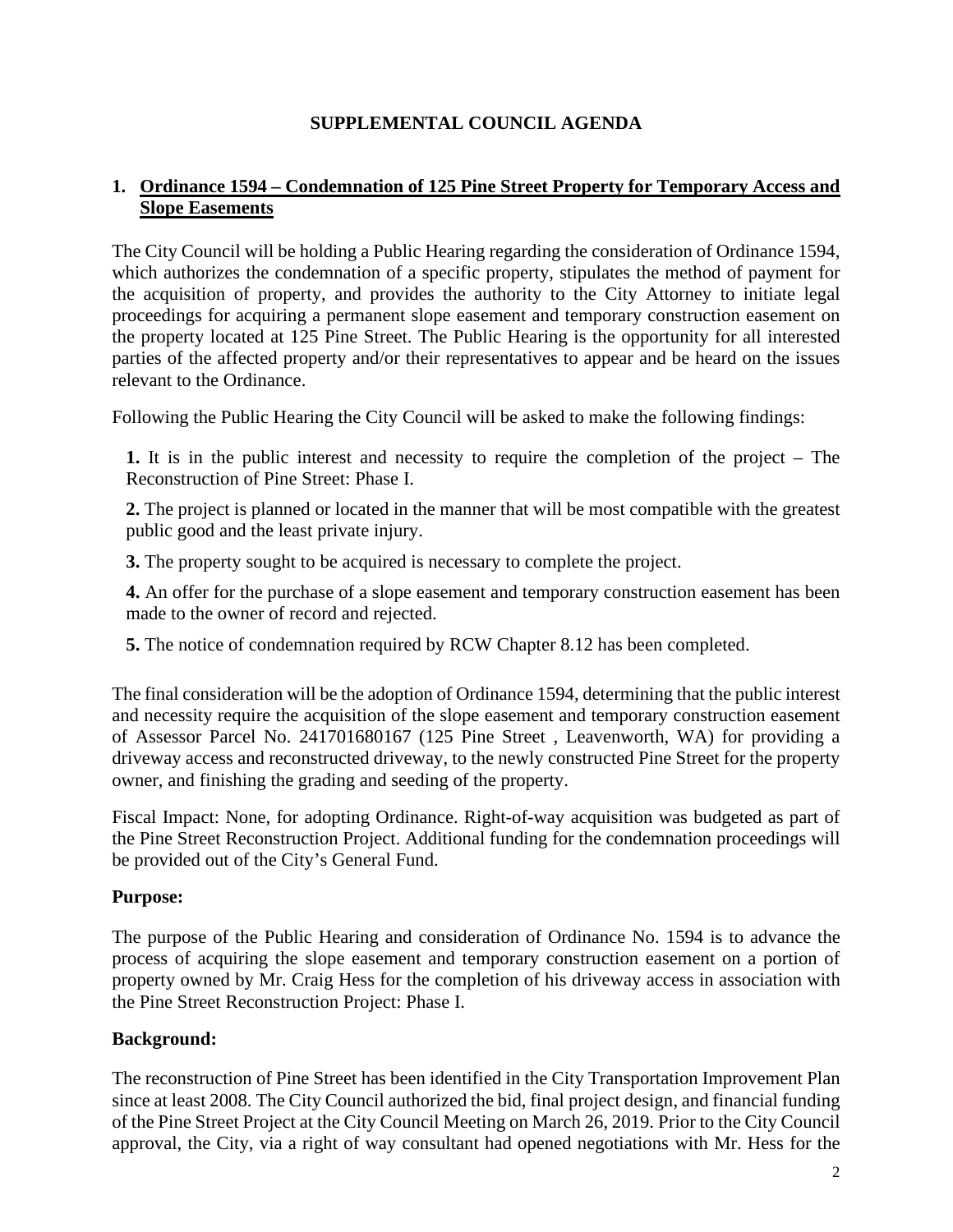# SUPPLEMENTAL COUNCIL AGENDA

## 1. Ordinance 1594 – Condemnation of 125 Pine Street Property for Temporary Access and Slope Easements

The City Council will be holding a Public Hearing regarding the consideration of Ordinance 1594, which authorizes the condemnation of a specific property, stipulates the method of payment for the acquisition of property, and provides the authority to the City Attorney to initiate legal proceedings for acquiring a permanent slope easement and temporary construction easement on the property located at 125 Pine Street. The Public Hearing is the opportunity for all interested parties of the affected property and/or their representatives to appear and be heard on the issues relevant to the Ordinance.

Following the Public Hearing the City Council will be asked to make the following findings:

**1.** It is in the public interest and necessity to require the completion of the project – The Reconstruction of Pine Street: Phase I.

**2.** The project is planned or located in the manner that will be most compatible with the greatest public good and the least private injury.

**3.** The property sought to be acquired is necessary to complete the project.

**4.** An offer for the purchase of a slope easement and temporary construction easement has been made to the owner of record and rejected.

**5.** The notice of condemnation required by RCW Chapter 8.12 has been completed.

The final consideration will be the adoption of Ordinance 1594, determining that the public interest and necessity require the acquisition of the slope easement and temporary construction easement of Assessor Parcel No. 241701680167 (125 Pine Street , Leavenworth, WA) for providing a driveway access and reconstructed driveway, to the newly constructed Pine Street for the property owner, and finishing the grading and seeding of the property.

Fiscal Impact: None, for adopting Ordinance. Right-of-way acquisition was budgeted as part of the Pine Street Reconstruction Project. Additional funding for the condemnation proceedings will be provided out of the City's General Fund.

**Purpose:**

The purpose of the Public Hearing and consideration of Ordinance No. 1594 is to advance the process of acquiring the slope easement and temporary construction easement on a portion of property owned by Mr. Craig Hess for the completion of his driveway access in association with the Pine Street Reconstruction Project: Phase I.

**Background:**

The reconstruction of Pine Street has been identified in the City Transportation Improvement Plan since at least 2008. The City Council authorized the bid, final project design, and financial funding of the Pine Street Project at the City Council Meeting on March 26, 2019. Prior to the City Council approval, the City, via a right of way consultant had opened negotiations with Mr. Hess for the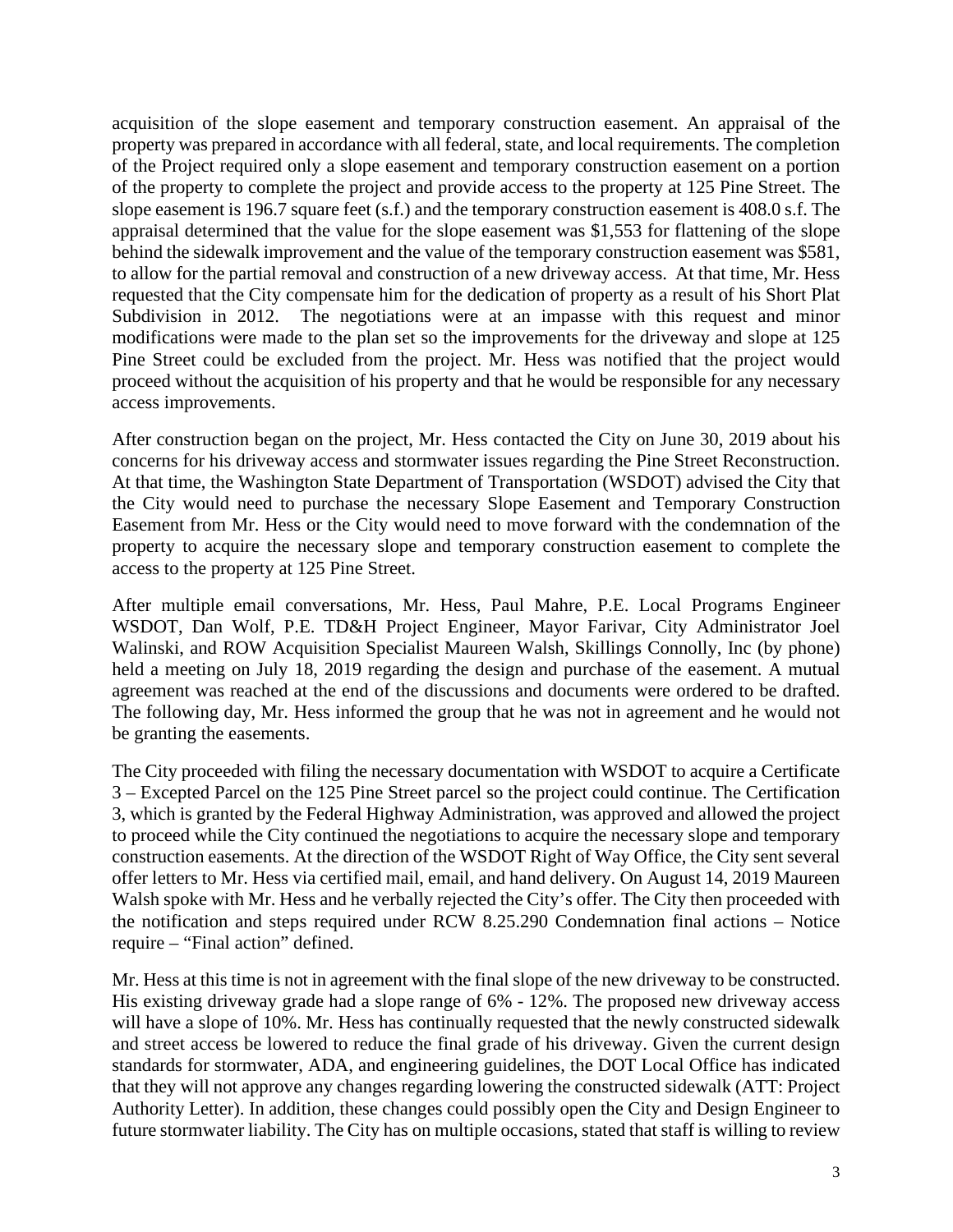acquisition of the slope easement and temporary construction easement. An appraisal of the property was prepared in accordance with all federal, state, and local requirements. The completion of the Project required only a slope easement and temporary construction easement on a portion of the property to complete the project and provide access to the property at 125 Pine Street. The slope easement is 196.7 square feet (s.f.) and the temporary construction easement is 408.0 s.f. The appraisal determined that the value for the slope easement was $1,553 for flattening of the slope behind the sidewalk improvement and the value of the temporary construction easement was $581, to allow for the partial removal and construction of a new driveway access. At that time, Mr. Hess requested that the City compensate him for the dedication of property as a result of his Short Plat Subdivision in 2012. The negotiations were at an impasse with this request and minor modifications were made to the plan set so the improvements for the driveway and slope at 125 Pine Street could be excluded from the project. Mr. Hess was notified that the project would proceed without the acquisition of his property and that he would be responsible for any necessary access improvements.

After construction began on the project, Mr. Hess contacted the City on June 30, 2019 about his concerns for his driveway access and stormwater issues regarding the Pine Street Reconstruction. At that time, the Washington State Department of Transportation (WSDOT) advised the City that the City would need to purchase the necessary Slope Easement and Temporary Construction Easement from Mr. Hess or the City would need to move forward with the condemnation of the property to acquire the necessary slope and temporary construction easement to complete the access to the property at 125 Pine Street.

After multiple email conversations, Mr. Hess, Paul Mahre, P.E. Local Programs Engineer WSDOT, Dan Wolf, P.E. TD&H Project Engineer, Mayor Farivar, City Administrator Joel Walinski, and ROW Acquisition Specialist Maureen Walsh, Skillings Connolly, Inc (by phone) held a meeting on July 18, 2019 regarding the design and purchase of the easement. A mutual agreement was reached at the end of the discussions and documents were ordered to be drafted. The following day, Mr. Hess informed the group that he was not in agreement and he would not be granting the easements.

The City proceeded with filing the necessary documentation with WSDOT to acquire a Certificate 3 – Excepted Parcel on the 125 Pine Street parcel so the project could continue. The Certification 3, which is granted by the Federal Highway Administration, was approved and allowed the project to proceed while the City continued the negotiations to acquire the necessary slope and temporary construction easements. At the direction of the WSDOT Right of Way Office, the City sent several offer letters to Mr. Hess via certified mail, email, and hand delivery. On August 14, 2019 Maureen Walsh spoke with Mr. Hess and he verbally rejected the City's offer. The City then proceeded with the notification and steps required under RCW 8.25.290 Condemnation final actions – Notice require – "Final action" defined.

Mr. Hess at this time is not in agreement with the final slope of the new driveway to be constructed. His existing driveway grade had a slope range of 6% - 12%. The proposed new driveway access will have a slope of 10%. Mr. Hess has continually requested that the newly constructed sidewalk and street access be lowered to reduce the final grade of his driveway. Given the current design standards for stormwater, ADA, and engineering guidelines, the DOT Local Office has indicated that they will not approve any changes regarding lowering the constructed sidewalk (ATT: Project Authority Letter). In addition, these changes could possibly open the City and Design Engineer to future stormwater liability. The City has on multiple occasions, stated that staff is willing to review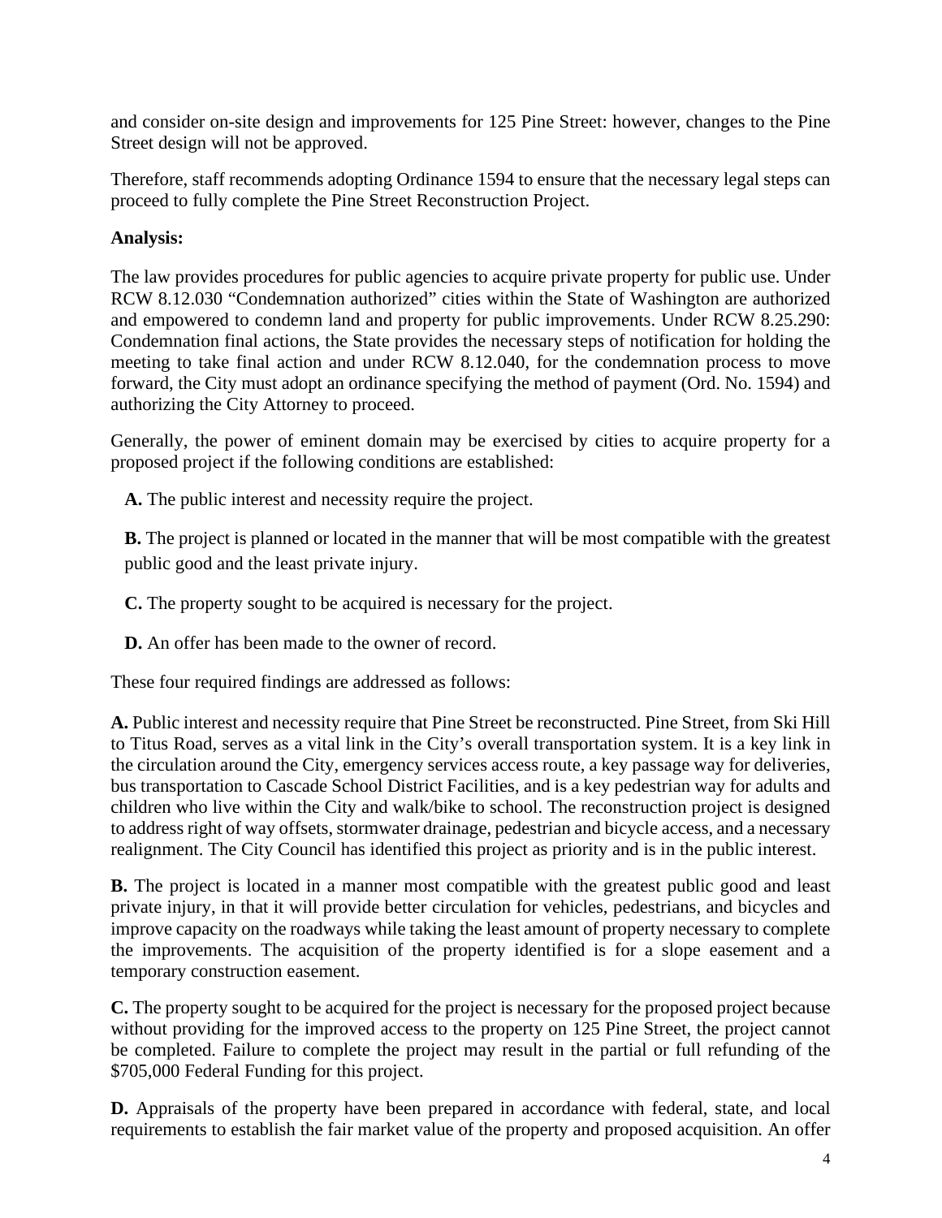and consider on-site design and improvements for 125 Pine Street: however, changes to the Pine Street design will not be approved.

Therefore, staff recommends adopting Ordinance 1594 to ensure that the necessary legal steps can proceed to fully complete the Pine Street Reconstruction Project.

**Analysis:**

The law provides procedures for public agencies to acquire private property for public use. Under RCW 8.12.030 "Condemnation authorized" cities within the State of Washington are authorized and empowered to condemn land and property for public improvements. Under RCW 8.25.290: Condemnation final actions, the State provides the necessary steps of notification for holding the meeting to take final action and under RCW 8.12.040, for the condemnation process to move forward, the City must adopt an ordinance specifying the method of payment (Ord. No. 1594) and authorizing the City Attorney to proceed.

Generally, the power of eminent domain may be exercised by cities to acquire property for a proposed project if the following conditions are established:

**A.** The public interest and necessity require the project.

**B.** The project is planned or located in the manner that will be most compatible with the greatest public good and the least private injury.

**C.** The property sought to be acquired is necessary for the project.

**D.** An offer has been made to the owner of record.

These four required findings are addressed as follows:

**A.** Public interest and necessity require that Pine Street be reconstructed. Pine Street, from Ski Hill to Titus Road, serves as a vital link in the City's overall transportation system. It is a key link in the circulation around the City, emergency services access route, a key passage way for deliveries, bus transportation to Cascade School District Facilities, and is a key pedestrian way for adults and children who live within the City and walk/bike to school. The reconstruction project is designed to address right of way offsets, stormwater drainage, pedestrian and bicycle access, and a necessary realignment. The City Council has identified this project as priority and is in the public interest.

**B.** The project is located in a manner most compatible with the greatest public good and least private injury, in that it will provide better circulation for vehicles, pedestrians, and bicycles and improve capacity on the roadways while taking the least amount of property necessary to complete the improvements. The acquisition of the property identified is for a slope easement and a temporary construction easement.

**C.** The property sought to be acquired for the project is necessary for the proposed project because without providing for the improved access to the property on 125 Pine Street, the project cannot be completed. Failure to complete the project may result in the partial or full refunding of the $705,000 Federal Funding for this project.

**D.** Appraisals of the property have been prepared in accordance with federal, state, and local requirements to establish the fair market value of the property and proposed acquisition. An offer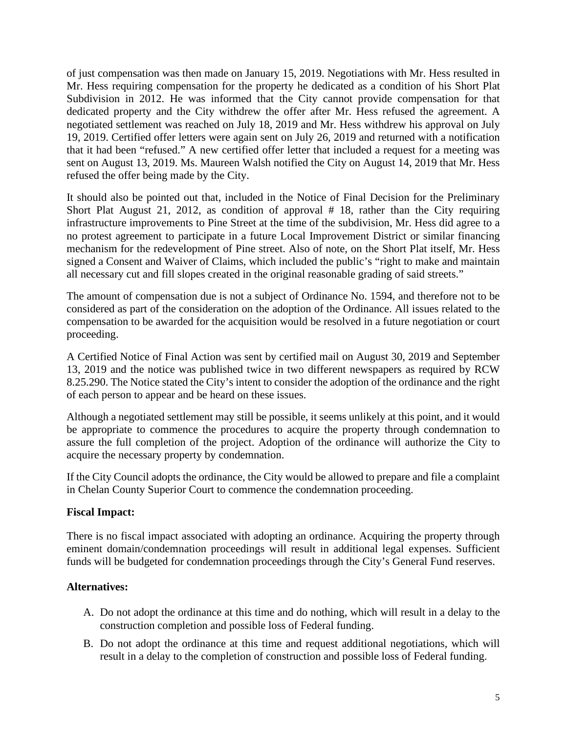of just compensation was then made on January 15, 2019. Negotiations with Mr. Hess resulted in Mr. Hess requiring compensation for the property he dedicated as a condition of his Short Plat Subdivision in 2012. He was informed that the City cannot provide compensation for that dedicated property and the City withdrew the offer after Mr. Hess refused the agreement. A negotiated settlement was reached on July 18, 2019 and Mr. Hess withdrew his approval on July 19, 2019. Certified offer letters were again sent on July 26, 2019 and returned with a notification that it had been "refused." A new certified offer letter that included a request for a meeting was sent on August 13, 2019. Ms. Maureen Walsh notified the City on August 14, 2019 that Mr. Hess refused the offer being made by the City.

It should also be pointed out that, included in the Notice of Final Decision for the Preliminary Short Plat August 21, 2012, as condition of approval # 18, rather than the City requiring infrastructure improvements to Pine Street at the time of the subdivision, Mr. Hess did agree to a no protest agreement to participate in a future Local Improvement District or similar financing mechanism for the redevelopment of Pine street. Also of note, on the Short Plat itself, Mr. Hess signed a Consent and Waiver of Claims, which included the public's "right to make and maintain all necessary cut and fill slopes created in the original reasonable grading of said streets."

The amount of compensation due is not a subject of Ordinance No. 1594, and therefore not to be considered as part of the consideration on the adoption of the Ordinance. All issues related to the compensation to be awarded for the acquisition would be resolved in a future negotiation or court proceeding.

A Certified Notice of Final Action was sent by certified mail on August 30, 2019 and September 13, 2019 and the notice was published twice in two different newspapers as required by RCW 8.25.290. The Notice stated the City's intent to consider the adoption of the ordinance and the right of each person to appear and be heard on these issues.

Although a negotiated settlement may still be possible, it seems unlikely at this point, and it would be appropriate to commence the procedures to acquire the property through condemnation to assure the full completion of the project. Adoption of the ordinance will authorize the City to acquire the necessary property by condemnation.

If the City Council adopts the ordinance, the City would be allowed to prepare and file a complaint in Chelan County Superior Court to commence the condemnation proceeding.

**Fiscal Impact:**

There is no fiscal impact associated with adopting an ordinance. Acquiring the property through eminent domain/condemnation proceedings will result in additional legal expenses. Sufficient funds will be budgeted for condemnation proceedings through the City's General Fund reserves.

**Alternatives:**

A. Do not adopt the ordinance at this time and do nothing, which will result in a delay to the construction completion and possible loss of Federal funding.

B. Do not adopt the ordinance at this time and request additional negotiations, which will result in a delay to the completion of construction and possible loss of Federal funding.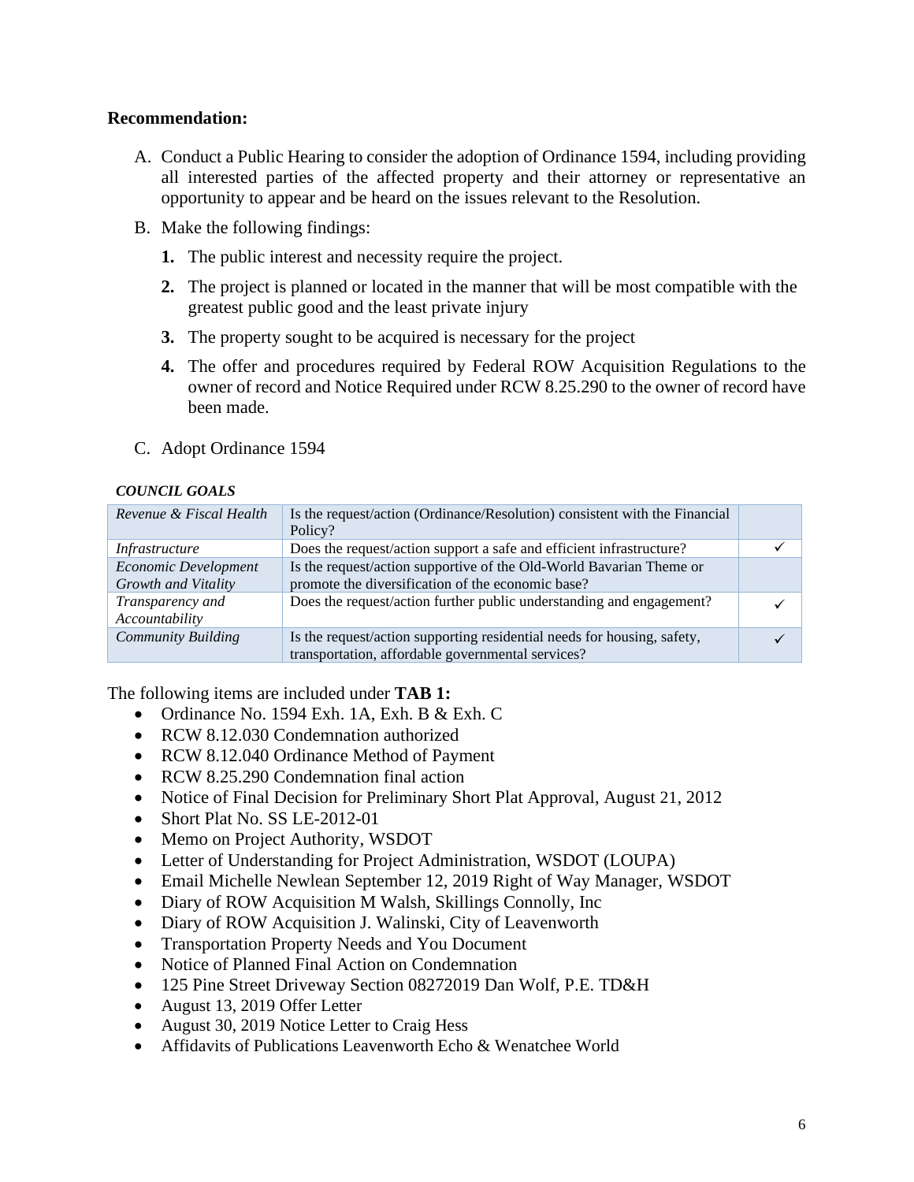**Recommendation:**

A. Conduct a Public Hearing to consider the adoption of Ordinance 1594, including providing all interested parties of the affected property and their attorney or representative an opportunity to appear and be heard on the issues relevant to the Resolution.

B. Make the following findings:

   **1.** The public interest and necessity require the project.

   **2.** The project is planned or located in the manner that will be most compatible with the greatest public good and the least private injury

   **3.** The property sought to be acquired is necessary for the project

   **4.** The offer and procedures required by Federal ROW Acquisition Regulations to the owner of record and Notice Required under RCW 8.25.290 to the owner of record have been made.

C. Adopt Ordinance 1594

***COUNCIL GOALS***

| | | |
|---|---|---|
| *Revenue & Fiscal Health* | Is the request/action (Ordinance/Resolution) consistent with the Financial Policy? | |
| *Infrastructure* | Does the request/action support a safe and efficient infrastructure? | ✓ |
| *Economic Development Growth and Vitality* | Is the request/action supportive of the Old-World Bavarian Theme or promote the diversification of the economic base? | |
| *Transparency and Accountability* | Does the request/action further public understanding and engagement? | ✓ |
| *Community Building* | Is the request/action supporting residential needs for housing, safety, transportation, affordable governmental services? | ✓ |

The following items are included under **TAB 1:**

- Ordinance No. 1594 Exh. 1A, Exh. B & Exh. C
- RCW 8.12.030 Condemnation authorized
- RCW 8.12.040 Ordinance Method of Payment
- RCW 8.25.290 Condemnation final action
- Notice of Final Decision for Preliminary Short Plat Approval, August 21, 2012
- Short Plat No. SS LE-2012-01
- Memo on Project Authority, WSDOT
- Letter of Understanding for Project Administration, WSDOT (LOUPA)
- Email Michelle Newlean September 12, 2019 Right of Way Manager, WSDOT
- Diary of ROW Acquisition M Walsh, Skillings Connolly, Inc
- Diary of ROW Acquisition J. Walinski, City of Leavenworth
- Transportation Property Needs and You Document
- Notice of Planned Final Action on Condemnation
- 125 Pine Street Driveway Section 08272019 Dan Wolf, P.E. TD&H
- August 13, 2019 Offer Letter
- August 30, 2019 Notice Letter to Craig Hess
- Affidavits of Publications Leavenworth Echo & Wenatchee World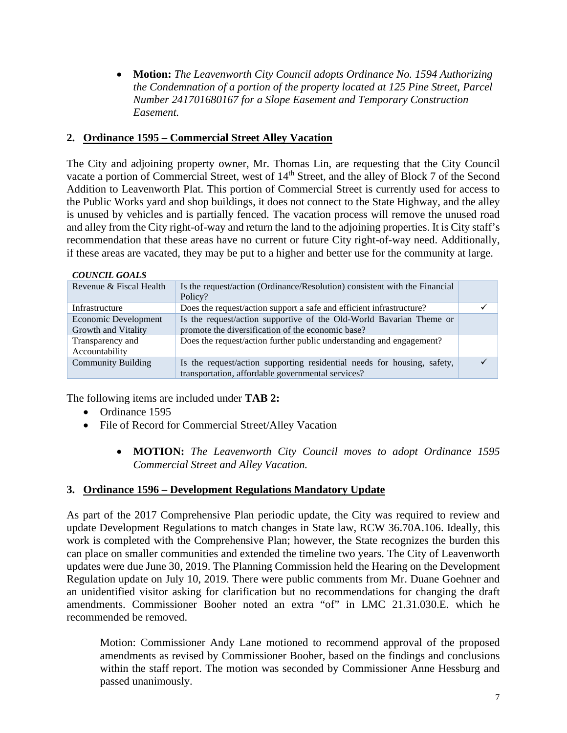- **Motion:** *The Leavenworth City Council adopts Ordinance No. 1594 Authorizing the Condemnation of a portion of the property located at 125 Pine Street, Parcel Number 241701680167 for a Slope Easement and Temporary Construction Easement.*

## 2. Ordinance 1595 – Commercial Street Alley Vacation

The City and adjoining property owner, Mr. Thomas Lin, are requesting that the City Council vacate a portion of Commercial Street, west of 14th Street, and the alley of Block 7 of the Second Addition to Leavenworth Plat. This portion of Commercial Street is currently used for access to the Public Works yard and shop buildings, it does not connect to the State Highway, and the alley is unused by vehicles and is partially fenced. The vacation process will remove the unused road and alley from the City right-of-way and return the land to the adjoining properties. It is City staff's recommendation that these areas have no current or future City right-of-way need. Additionally, if these areas are vacated, they may be put to a higher and better use for the community at large.

***COUNCIL GOALS***

| | | |
|---|---|---|
| Revenue & Fiscal Health | Is the request/action (Ordinance/Resolution) consistent with the Financial Policy? | |
| Infrastructure | Does the request/action support a safe and efficient infrastructure? | ✓ |
| Economic Development Growth and Vitality | Is the request/action supportive of the Old-World Bavarian Theme or promote the diversification of the economic base? | |
| Transparency and Accountability | Does the request/action further public understanding and engagement? | |
| Community Building | Is the request/action supporting residential needs for housing, safety, transportation, affordable governmental services? | ✓ |

The following items are included under **TAB 2:**

- Ordinance 1595
- File of Record for Commercial Street/Alley Vacation

    - **MOTION:** *The Leavenworth City Council moves to adopt Ordinance 1595 Commercial Street and Alley Vacation.*

## 3. Ordinance 1596 – Development Regulations Mandatory Update

As part of the 2017 Comprehensive Plan periodic update, the City was required to review and update Development Regulations to match changes in State law, RCW 36.70A.106. Ideally, this work is completed with the Comprehensive Plan; however, the State recognizes the burden this can place on smaller communities and extended the timeline two years. The City of Leavenworth updates were due June 30, 2019. The Planning Commission held the Hearing on the Development Regulation update on July 10, 2019. There were public comments from Mr. Duane Goehner and an unidentified visitor asking for clarification but no recommendations for changing the draft amendments. Commissioner Booher noted an extra "of" in LMC 21.31.030.E. which he recommended be removed.

> Motion: Commissioner Andy Lane motioned to recommend approval of the proposed amendments as revised by Commissioner Booher, based on the findings and conclusions within the staff report. The motion was seconded by Commissioner Anne Hessburg and passed unanimously.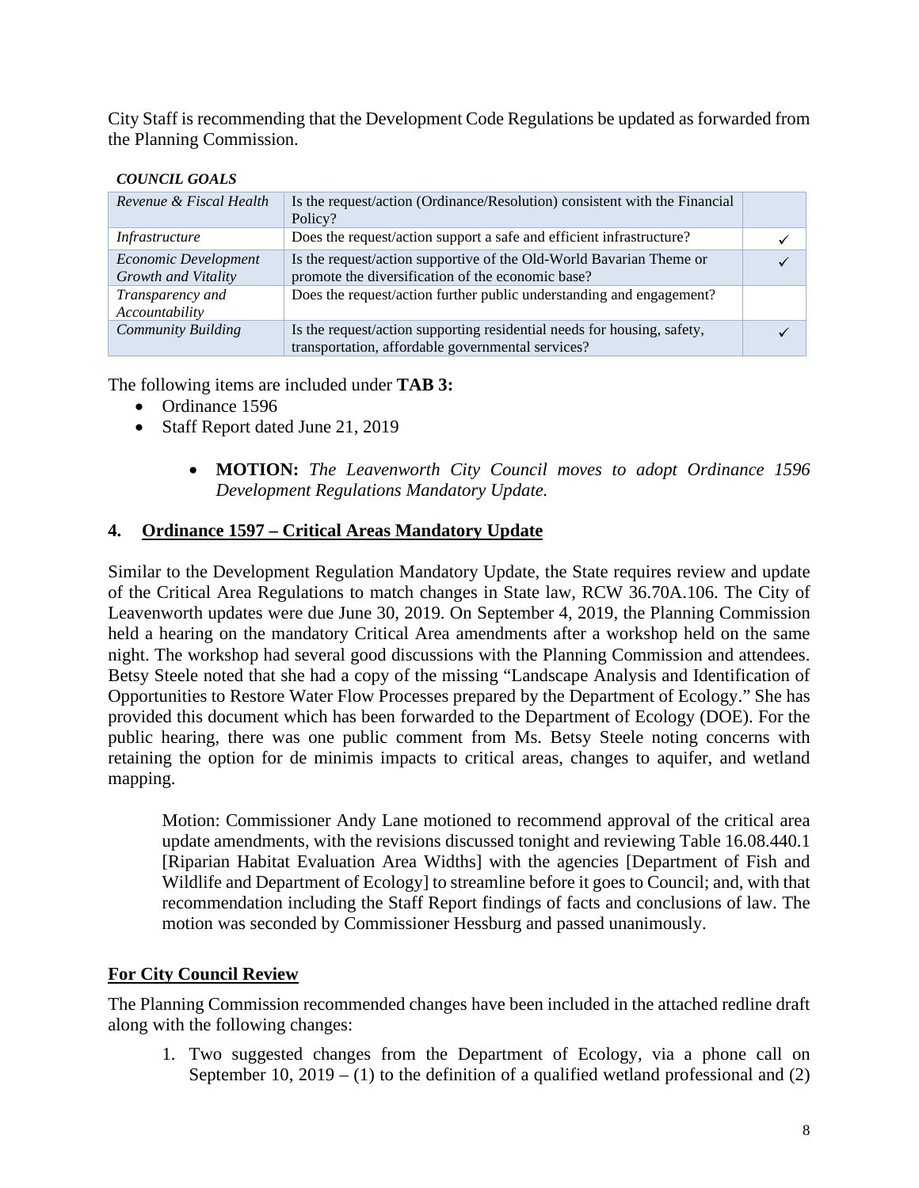City Staff is recommending that the Development Code Regulations be updated as forwarded from the Planning Commission.

***COUNCIL GOALS***

| | | |
|---|---|---|
| *Revenue & Fiscal Health* | Is the request/action (Ordinance/Resolution) consistent with the Financial Policy? | |
| *Infrastructure* | Does the request/action support a safe and efficient infrastructure? | ✓ |
| *Economic Development Growth and Vitality* | Is the request/action supportive of the Old-World Bavarian Theme or promote the diversification of the economic base? | ✓ |
| *Transparency and Accountability* | Does the request/action further public understanding and engagement? | |
| *Community Building* | Is the request/action supporting residential needs for housing, safety, transportation, affordable governmental services? | ✓ |

The following items are included under **TAB 3:**

- Ordinance 1596
- Staff Report dated June 21, 2019

  - **MOTION:** *The Leavenworth City Council moves to adopt Ordinance 1596 Development Regulations Mandatory Update.*

## 4. Ordinance 1597 – Critical Areas Mandatory Update

Similar to the Development Regulation Mandatory Update, the State requires review and update of the Critical Area Regulations to match changes in State law, RCW 36.70A.106. The City of Leavenworth updates were due June 30, 2019. On September 4, 2019, the Planning Commission held a hearing on the mandatory Critical Area amendments after a workshop held on the same night. The workshop had several good discussions with the Planning Commission and attendees. Betsy Steele noted that she had a copy of the missing "Landscape Analysis and Identification of Opportunities to Restore Water Flow Processes prepared by the Department of Ecology." She has provided this document which has been forwarded to the Department of Ecology (DOE). For the public hearing, there was one public comment from Ms. Betsy Steele noting concerns with retaining the option for de minimis impacts to critical areas, changes to aquifer, and wetland mapping.

> Motion: Commissioner Andy Lane motioned to recommend approval of the critical area update amendments, with the revisions discussed tonight and reviewing Table 16.08.440.1 [Riparian Habitat Evaluation Area Widths] with the agencies [Department of Fish and Wildlife and Department of Ecology] to streamline before it goes to Council; and, with that recommendation including the Staff Report findings of facts and conclusions of law. The motion was seconded by Commissioner Hessburg and passed unanimously.

### For City Council Review

The Planning Commission recommended changes have been included in the attached redline draft along with the following changes:

1. Two suggested changes from the Department of Ecology, via a phone call on September 10, 2019 – (1) to the definition of a qualified wetland professional and (2)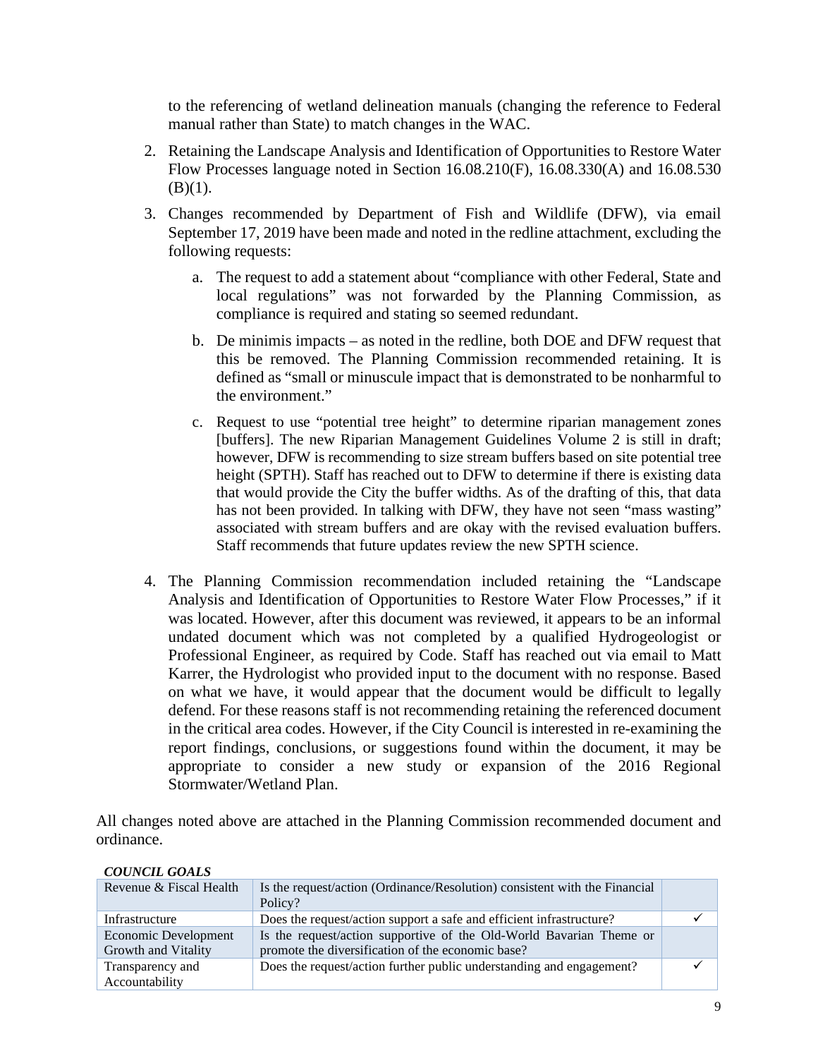to the referencing of wetland delineation manuals (changing the reference to Federal manual rather than State) to match changes in the WAC.

2. Retaining the Landscape Analysis and Identification of Opportunities to Restore Water Flow Processes language noted in Section 16.08.210(F), 16.08.330(A) and 16.08.530 (B)(1).

3. Changes recommended by Department of Fish and Wildlife (DFW), via email September 17, 2019 have been made and noted in the redline attachment, excluding the following requests:

    a. The request to add a statement about "compliance with other Federal, State and local regulations" was not forwarded by the Planning Commission, as compliance is required and stating so seemed redundant.

    b. De minimis impacts – as noted in the redline, both DOE and DFW request that this be removed. The Planning Commission recommended retaining. It is defined as "small or minuscule impact that is demonstrated to be nonharmful to the environment."

    c. Request to use "potential tree height" to determine riparian management zones [buffers]. The new Riparian Management Guidelines Volume 2 is still in draft; however, DFW is recommending to size stream buffers based on site potential tree height (SPTH). Staff has reached out to DFW to determine if there is existing data that would provide the City the buffer widths. As of the drafting of this, that data has not been provided. In talking with DFW, they have not seen "mass wasting" associated with stream buffers and are okay with the revised evaluation buffers. Staff recommends that future updates review the new SPTH science.

4. The Planning Commission recommendation included retaining the "Landscape Analysis and Identification of Opportunities to Restore Water Flow Processes," if it was located. However, after this document was reviewed, it appears to be an informal undated document which was not completed by a qualified Hydrogeologist or Professional Engineer, as required by Code. Staff has reached out via email to Matt Karrer, the Hydrologist who provided input to the document with no response. Based on what we have, it would appear that the document would be difficult to legally defend. For these reasons staff is not recommending retaining the referenced document in the critical area codes. However, if the City Council is interested in re-examining the report findings, conclusions, or suggestions found within the document, it may be appropriate to consider a new study or expansion of the 2016 Regional Stormwater/Wetland Plan.

All changes noted above are attached in the Planning Commission recommended document and ordinance.

***COUNCIL GOALS***

| | | |
|---|---|---|
| Revenue & Fiscal Health | Is the request/action (Ordinance/Resolution) consistent with the Financial Policy? | |
| Infrastructure | Does the request/action support a safe and efficient infrastructure? | ✓ |
| Economic Development Growth and Vitality | Is the request/action supportive of the Old-World Bavarian Theme or promote the diversification of the economic base? | |
| Transparency and Accountability | Does the request/action further public understanding and engagement? | ✓ |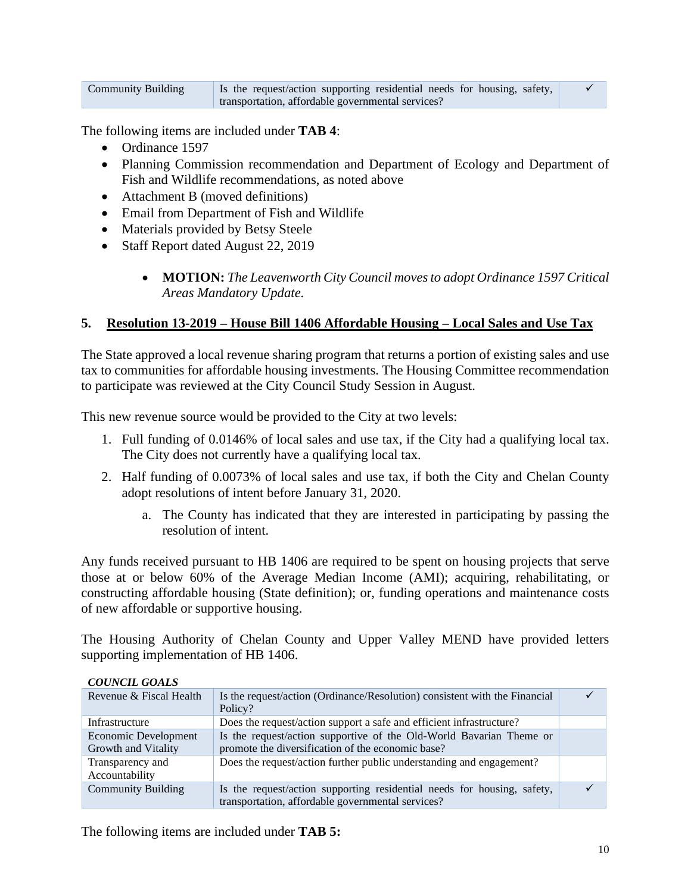| Community Building | Is the request/action supporting residential needs for housing, safety, transportation, affordable governmental services? | ✓ |
|---|---|---|

The following items are included under **TAB 4**:

- Ordinance 1597
- Planning Commission recommendation and Department of Ecology and Department of Fish and Wildlife recommendations, as noted above
- Attachment B (moved definitions)
- Email from Department of Fish and Wildlife
- Materials provided by Betsy Steele
- Staff Report dated August 22, 2019

  - **MOTION:** *The Leavenworth City Council moves to adopt Ordinance 1597 Critical Areas Mandatory Update.*

## 5. Resolution 13-2019 – House Bill 1406 Affordable Housing – Local Sales and Use Tax

The State approved a local revenue sharing program that returns a portion of existing sales and use tax to communities for affordable housing investments. The Housing Committee recommendation to participate was reviewed at the City Council Study Session in August.

This new revenue source would be provided to the City at two levels:

1. Full funding of 0.0146% of local sales and use tax, if the City had a qualifying local tax. The City does not currently have a qualifying local tax.
2. Half funding of 0.0073% of local sales and use tax, if both the City and Chelan County adopt resolutions of intent before January 31, 2020.
   a. The County has indicated that they are interested in participating by passing the resolution of intent.

Any funds received pursuant to HB 1406 are required to be spent on housing projects that serve those at or below 60% of the Average Median Income (AMI); acquiring, rehabilitating, or constructing affordable housing (State definition); or, funding operations and maintenance costs of new affordable or supportive housing.

The Housing Authority of Chelan County and Upper Valley MEND have provided letters supporting implementation of HB 1406.

***COUNCIL GOALS***

| Revenue & Fiscal Health | Is the request/action (Ordinance/Resolution) consistent with the Financial Policy? | ✓ |
|---|---|---|
| Infrastructure | Does the request/action support a safe and efficient infrastructure? | |
| Economic Development Growth and Vitality | Is the request/action supportive of the Old-World Bavarian Theme or promote the diversification of the economic base? | |
| Transparency and Accountability | Does the request/action further public understanding and engagement? | |
| Community Building | Is the request/action supporting residential needs for housing, safety, transportation, affordable governmental services? | ✓ |

The following items are included under **TAB 5:**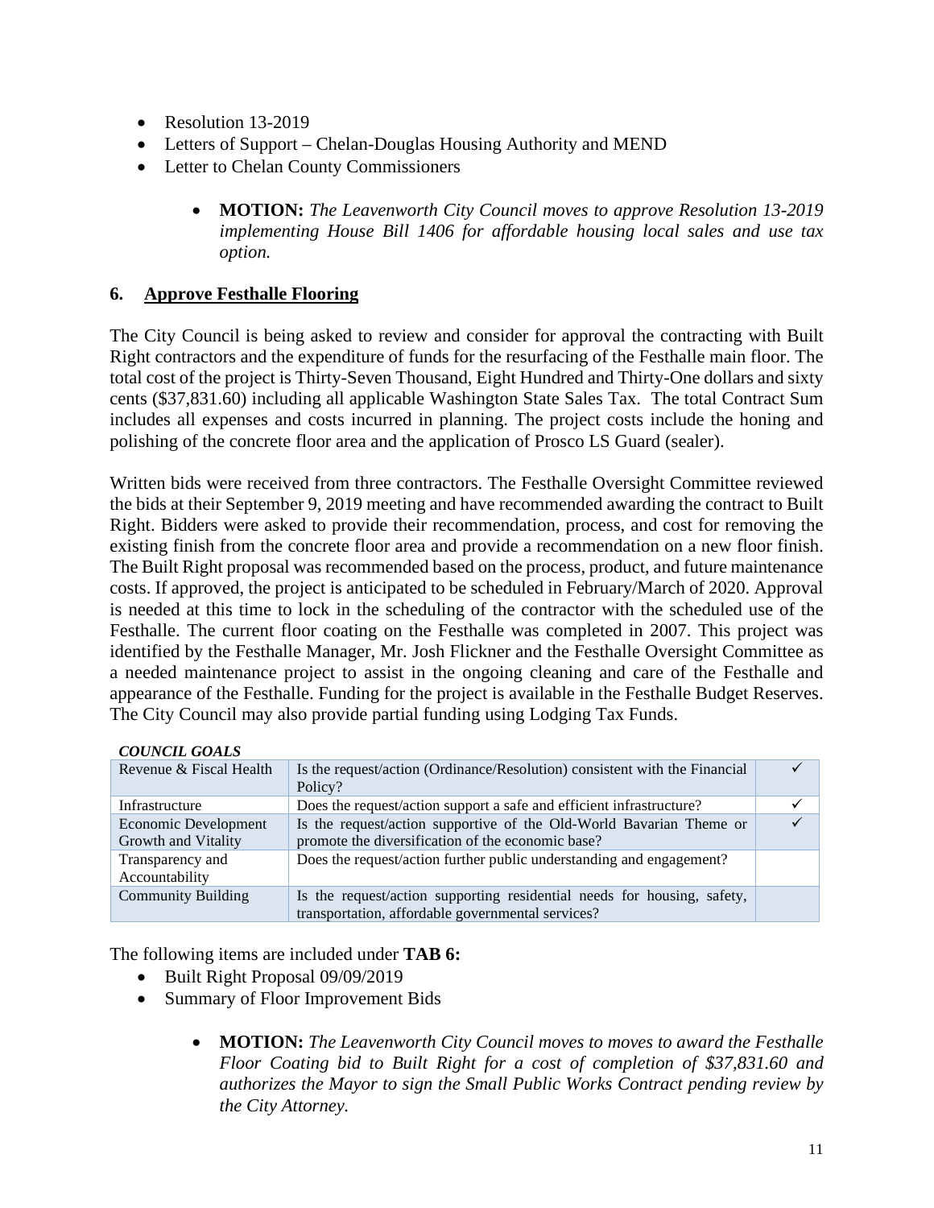- Resolution 13-2019
- Letters of Support – Chelan-Douglas Housing Authority and MEND
- Letter to Chelan County Commissioners

  - **MOTION:** *The Leavenworth City Council moves to approve Resolution 13-2019 implementing House Bill 1406 for affordable housing local sales and use tax option.*

## 6. Approve Festhalle Flooring

The City Council is being asked to review and consider for approval the contracting with Built Right contractors and the expenditure of funds for the resurfacing of the Festhalle main floor. The total cost of the project is Thirty-Seven Thousand, Eight Hundred and Thirty-One dollars and sixty cents ($37,831.60) including all applicable Washington State Sales Tax. The total Contract Sum includes all expenses and costs incurred in planning. The project costs include the honing and polishing of the concrete floor area and the application of Prosco LS Guard (sealer).

Written bids were received from three contractors. The Festhalle Oversight Committee reviewed the bids at their September 9, 2019 meeting and have recommended awarding the contract to Built Right. Bidders were asked to provide their recommendation, process, and cost for removing the existing finish from the concrete floor area and provide a recommendation on a new floor finish. The Built Right proposal was recommended based on the process, product, and future maintenance costs. If approved, the project is anticipated to be scheduled in February/March of 2020. Approval is needed at this time to lock in the scheduling of the contractor with the scheduled use of the Festhalle. The current floor coating on the Festhalle was completed in 2007. This project was identified by the Festhalle Manager, Mr. Josh Flickner and the Festhalle Oversight Committee as a needed maintenance project to assist in the ongoing cleaning and care of the Festhalle and appearance of the Festhalle. Funding for the project is available in the Festhalle Budget Reserves. The City Council may also provide partial funding using Lodging Tax Funds.

***COUNCIL GOALS***

| | | |
|---|---|---|
| Revenue & Fiscal Health | Is the request/action (Ordinance/Resolution) consistent with the Financial Policy? | ✓ |
| Infrastructure | Does the request/action support a safe and efficient infrastructure? | ✓ |
| Economic Development Growth and Vitality | Is the request/action supportive of the Old-World Bavarian Theme or promote the diversification of the economic base? | ✓ |
| Transparency and Accountability | Does the request/action further public understanding and engagement? | |
| Community Building | Is the request/action supporting residential needs for housing, safety, transportation, affordable governmental services? | |

The following items are included under **TAB 6:**

- Built Right Proposal 09/09/2019
- Summary of Floor Improvement Bids

  - **MOTION:** *The Leavenworth City Council moves to moves to award the Festhalle Floor Coating bid to Built Right for a cost of completion of $37,831.60 and authorizes the Mayor to sign the Small Public Works Contract pending review by the City Attorney.*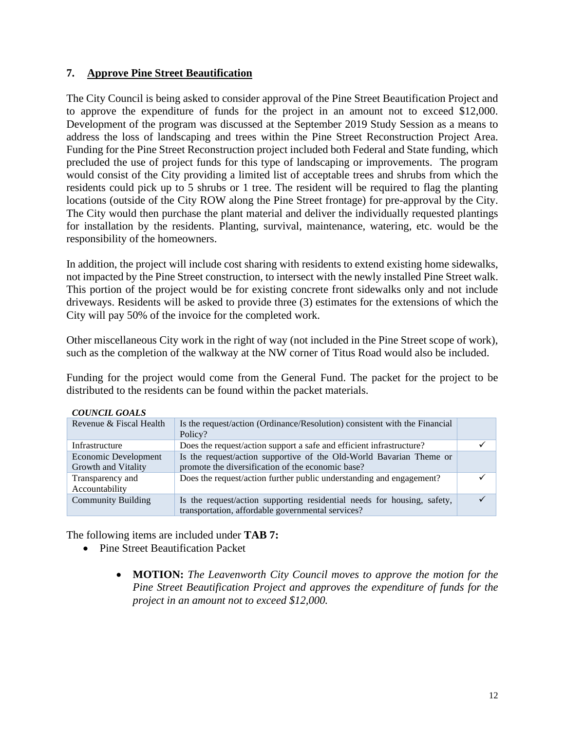## 7. Approve Pine Street Beautification

The City Council is being asked to consider approval of the Pine Street Beautification Project and to approve the expenditure of funds for the project in an amount not to exceed $12,000. Development of the program was discussed at the September 2019 Study Session as a means to address the loss of landscaping and trees within the Pine Street Reconstruction Project Area. Funding for the Pine Street Reconstruction project included both Federal and State funding, which precluded the use of project funds for this type of landscaping or improvements. The program would consist of the City providing a limited list of acceptable trees and shrubs from which the residents could pick up to 5 shrubs or 1 tree. The resident will be required to flag the planting locations (outside of the City ROW along the Pine Street frontage) for pre-approval by the City. The City would then purchase the plant material and deliver the individually requested plantings for installation by the residents. Planting, survival, maintenance, watering, etc. would be the responsibility of the homeowners.

In addition, the project will include cost sharing with residents to extend existing home sidewalks, not impacted by the Pine Street construction, to intersect with the newly installed Pine Street walk. This portion of the project would be for existing concrete front sidewalks only and not include driveways. Residents will be asked to provide three (3) estimates for the extensions of which the City will pay 50% of the invoice for the completed work.

Other miscellaneous City work in the right of way (not included in the Pine Street scope of work), such as the completion of the walkway at the NW corner of Titus Road would also be included.

Funding for the project would come from the General Fund. The packet for the project to be distributed to the residents can be found within the packet materials.

***COUNCIL GOALS***

| | | |
|---|---|---|
| Revenue & Fiscal Health | Is the request/action (Ordinance/Resolution) consistent with the Financial Policy? | |
| Infrastructure | Does the request/action support a safe and efficient infrastructure? | ✓ |
| Economic Development Growth and Vitality | Is the request/action supportive of the Old-World Bavarian Theme or promote the diversification of the economic base? | |
| Transparency and Accountability | Does the request/action further public understanding and engagement? | ✓ |
| Community Building | Is the request/action supporting residential needs for housing, safety, transportation, affordable governmental services? | ✓ |

The following items are included under **TAB 7:**

- Pine Street Beautification Packet

  - **MOTION:** *The Leavenworth City Council moves to approve the motion for the Pine Street Beautification Project and approves the expenditure of funds for the project in an amount not to exceed $12,000.*